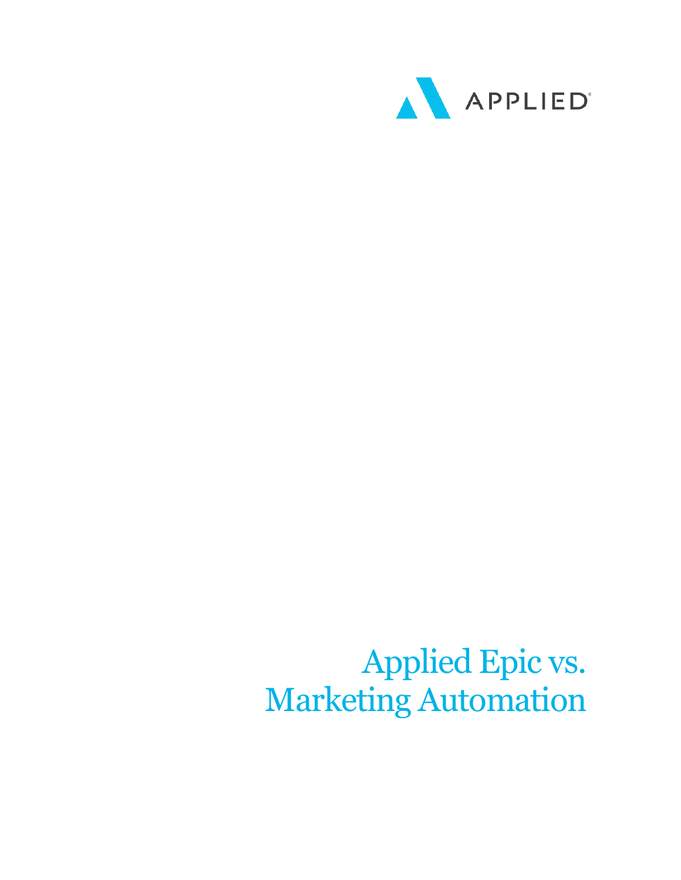APPLIED

# Applied Epic vs. Marketing Automation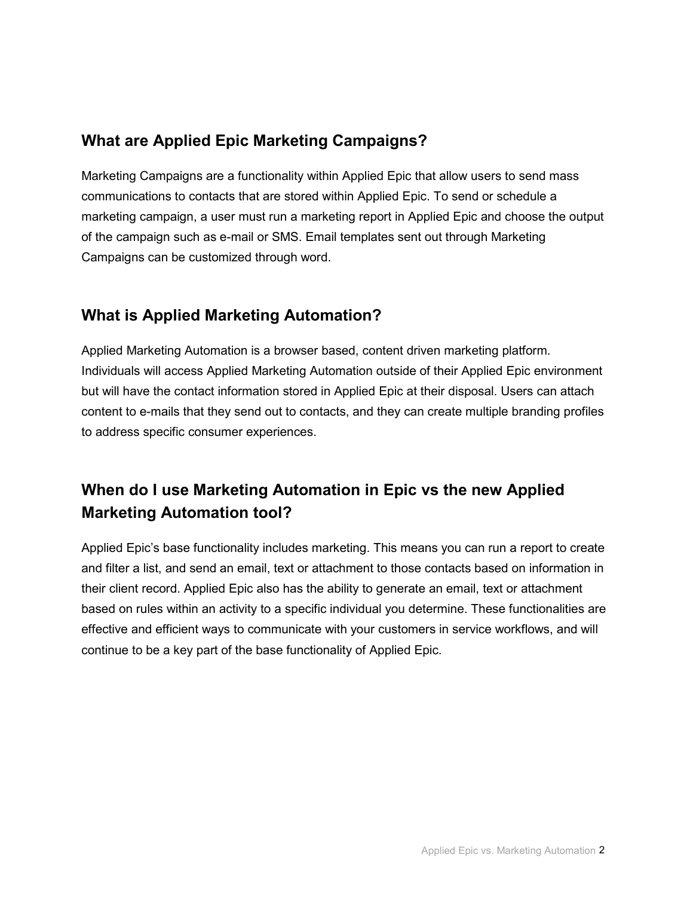## What are Applied Epic Marketing Campaigns?

Marketing Campaigns are a functionality within Applied Epic that allow users to send mass communications to contacts that are stored within Applied Epic. To send or schedule a marketing campaign, a user must run a marketing report in Applied Epic and choose the output of the campaign such as e-mail or SMS. Email templates sent out through Marketing Campaigns can be customized through word.

## What is Applied Marketing Automation?

Applied Marketing Automation is a browser based, content driven marketing platform. Individuals will access Applied Marketing Automation outside of their Applied Epic environment but will have the contact information stored in Applied Epic at their disposal. Users can attach content to e-mails that they send out to contacts, and they can create multiple branding profiles to address specific consumer experiences.

## When do I use Marketing Automation in Epic vs the new Applied Marketing Automation tool?

Applied Epic's base functionality includes marketing. This means you can run a report to create and filter a list, and send an email, text or attachment to those contacts based on information in their client record. Applied Epic also has the ability to generate an email, text or attachment based on rules within an activity to a specific individual you determine. These functionalities are effective and efficient ways to communicate with your customers in service workflows, and will continue to be a key part of the base functionality of Applied Epic.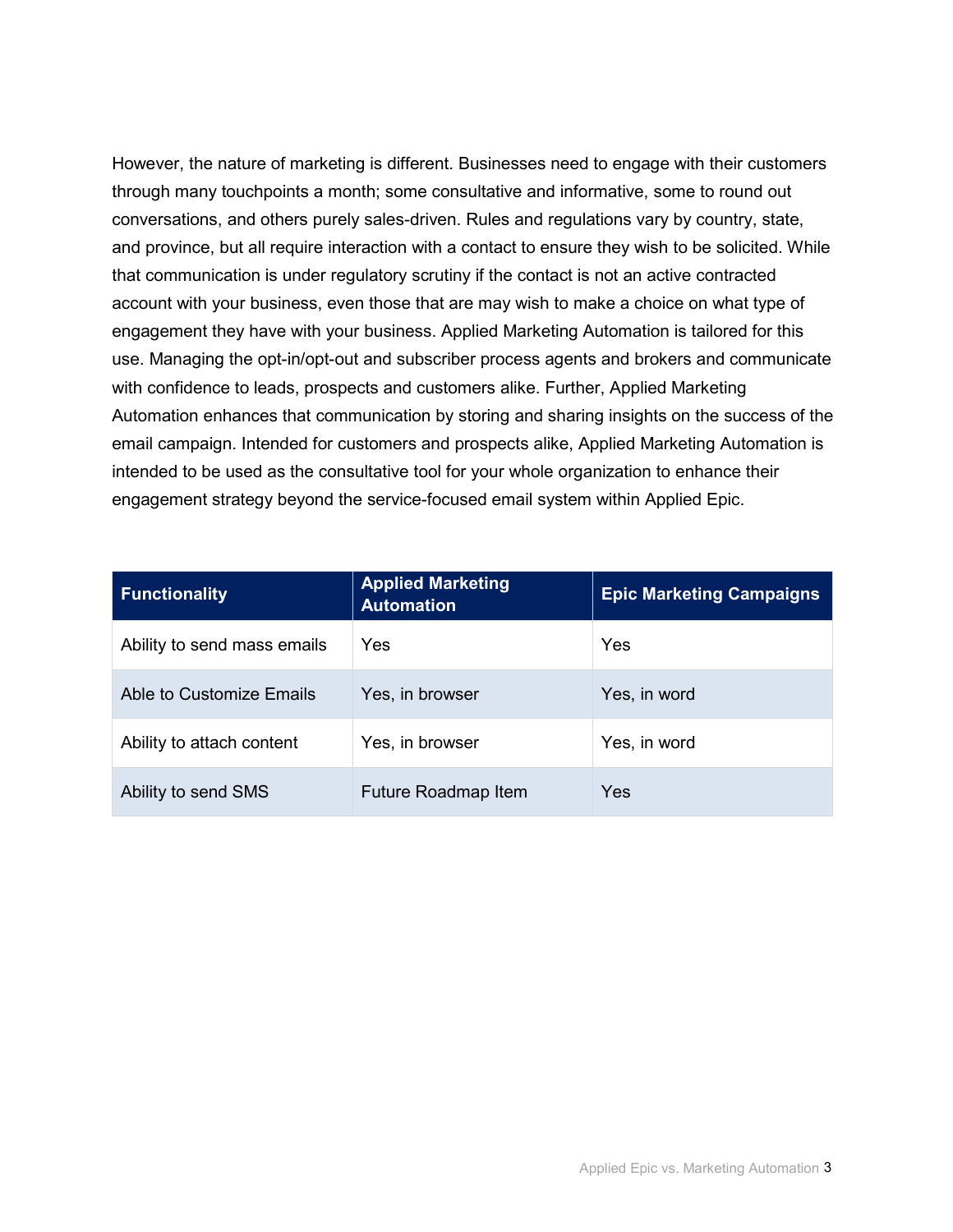However, the nature of marketing is different. Businesses need to engage with their customers through many touchpoints a month; some consultative and informative, some to round out conversations, and others purely sales-driven. Rules and regulations vary by country, state, and province, but all require interaction with a contact to ensure they wish to be solicited. While that communication is under regulatory scrutiny if the contact is not an active contracted account with your business, even those that are may wish to make a choice on what type of engagement they have with your business. Applied Marketing Automation is tailored for this use. Managing the opt-in/opt-out and subscriber process agents and brokers and communicate with confidence to leads, prospects and customers alike. Further, Applied Marketing Automation enhances that communication by storing and sharing insights on the success of the email campaign. Intended for customers and prospects alike, Applied Marketing Automation is intended to be used as the consultative tool for your whole organization to enhance their engagement strategy beyond the service-focused email system within Applied Epic.

| Functionality | Applied Marketing Automation | Epic Marketing Campaigns |
|---|---|---|
| Ability to send mass emails | Yes | Yes |
| Able to Customize Emails | Yes, in browser | Yes, in word |
| Ability to attach content | Yes, in browser | Yes, in word |
| Ability to send SMS | Future Roadmap Item | Yes |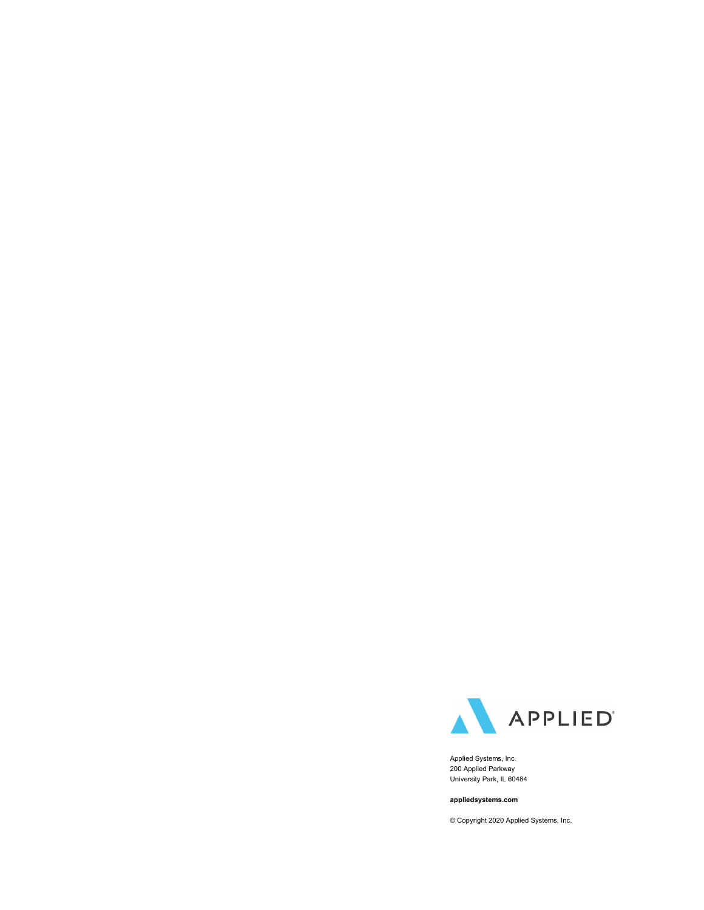APPLIED®

Applied Systems, Inc.
200 Applied Parkway
University Park, IL 60484

**appliedsystems.com**

© Copyright 2020 Applied Systems, Inc.